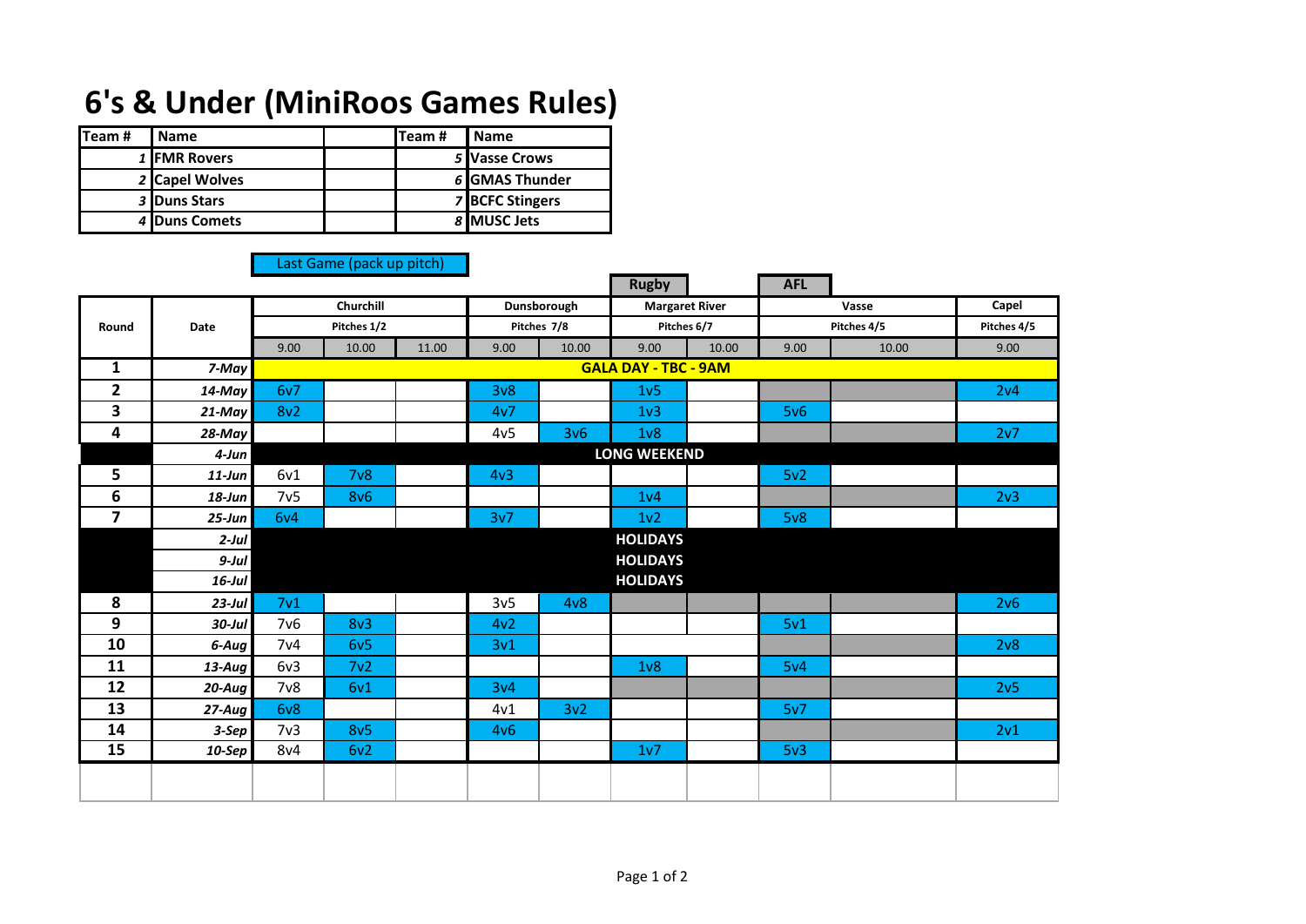# 6's & Under (MiniRoos Games Rules)

| Team # | Name | | Team # | Name |
|---|---|---|---|---|
| 1 | FMR Rovers | | 5 | Vasse Crows |
| 2 | Capel Wolves | | 6 | GMAS Thunder |
| 3 | Duns Stars | | 7 | BCFC Stingers |
| 4 | Duns Comets | | 8 | MUSC Jets |

Last Game (pack up pitch)

| Round | Date | Churchill | | | Dunsborough | | Margaret River (Rugby) | | Vasse (AFL) | | Capel |
|---|---|---|---|---|---|---|---|---|---|---|---|
| | | Pitches 1/2 | | | Pitches 7/8 | | Pitches 6/7 | | Pitches 4/5 | | Pitches 4/5 |
| | | 9.00 | 10.00 | 11.00 | 9.00 | 10.00 | 9.00 | 10.00 | 9.00 | 10.00 | 9.00 |
| 1 | 7-May | GALA DAY - TBC - 9AM | | | | | | | | | |
| 2 | 14-May | 6v7 | | | 3v8 | | 1v5 | | | | 2v4 |
| 3 | 21-May | 8v2 | | | 4v7 | | 1v3 | | 5v6 | | |
| 4 | 28-May | | | | 4v5 | 3v6 | 1v8 | | | | 2v7 |
| | 4-Jun | LONG WEEKEND | | | | | | | | | |
| 5 | 11-Jun | 6v1 | 7v8 | | 4v3 | | | | 5v2 | | |
| 6 | 18-Jun | 7v5 | 8v6 | | | | 1v4 | | | | 2v3 |
| 7 | 25-Jun | 6v4 | | | 3v7 | | 1v2 | | 5v8 | | |
| | 2-Jul | HOLIDAYS | | | | | | | | | |
| | 9-Jul | HOLIDAYS | | | | | | | | | |
| | 16-Jul | HOLIDAYS | | | | | | | | | |
| 8 | 23-Jul | 7v1 | | | 3v5 | 4v8 | | | | | 2v6 |
| 9 | 30-Jul | 7v6 | 8v3 | | 4v2 | | | | 5v1 | | |
| 10 | 6-Aug | 7v4 | 6v5 | | 3v1 | | | | | | 2v8 |
| 11 | 13-Aug | 6v3 | 7v2 | | | | 1v8 | | 5v4 | | |
| 12 | 20-Aug | 7v8 | 6v1 | | 3v4 | | | | | | 2v5 |
| 13 | 27-Aug | 6v8 | | | 4v1 | 3v2 | | | 5v7 | | |
| 14 | 3-Sep | 7v3 | 8v5 | | 4v6 | | | | | | 2v1 |
| 15 | 10-Sep | 8v4 | 6v2 | | | | 1v7 | | 5v3 | | |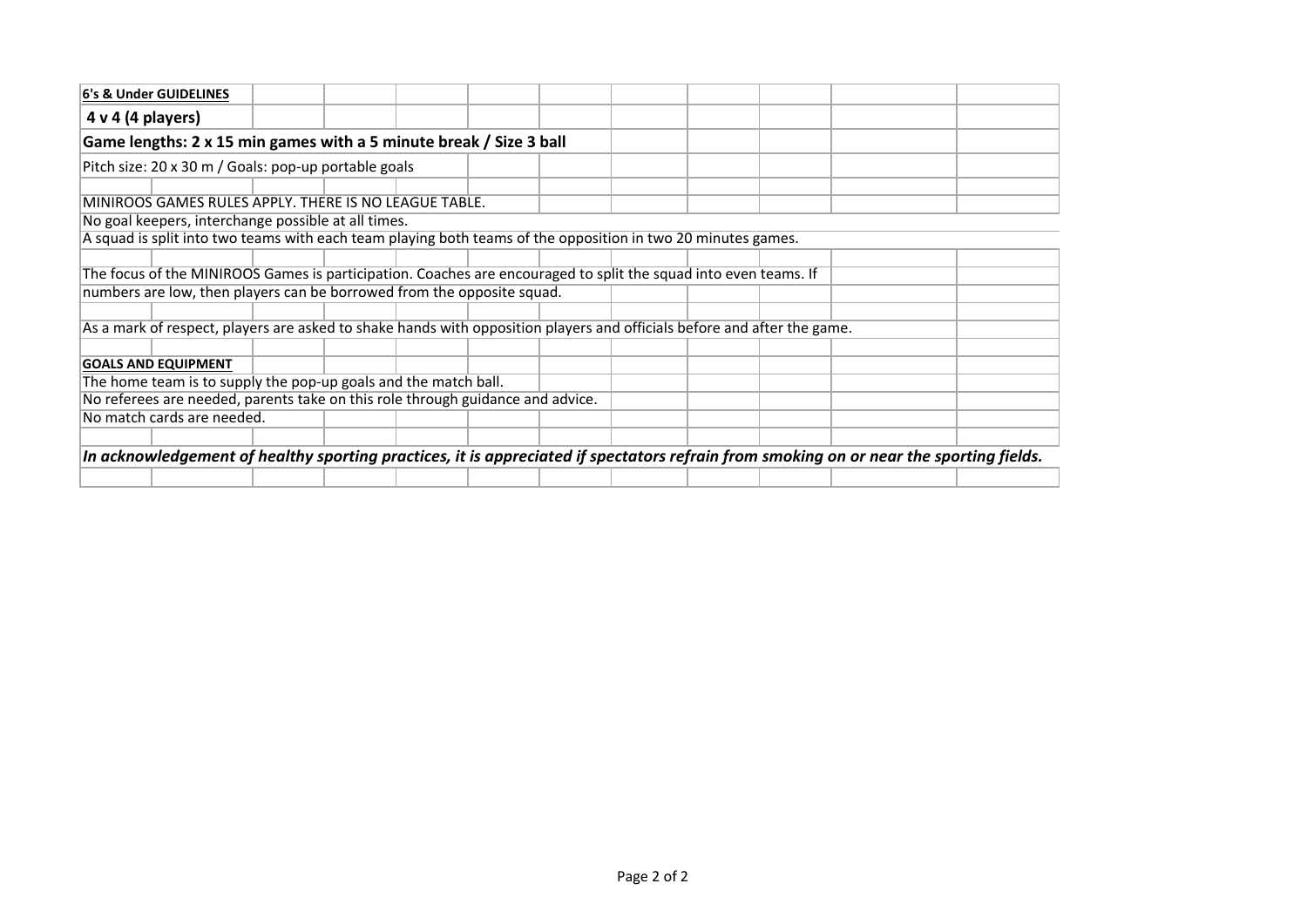**6's & Under GUIDELINES**

**4 v 4 (4 players)**

**Game lengths: 2 x 15 min games with a 5 minute break / Size 3 ball**

Pitch size: 20 x 30 m / Goals: pop-up portable goals

MINIROOS GAMES RULES APPLY. THERE IS NO LEAGUE TABLE.

No goal keepers, interchange possible at all times.

A squad is split into two teams with each team playing both teams of the opposition in two 20 minutes games.

The focus of the MINIROOS Games is participation. Coaches are encouraged to split the squad into even teams. If numbers are low, then players can be borrowed from the opposite squad.

As a mark of respect, players are asked to shake hands with opposition players and officials before and after the game.

**GOALS AND EQUIPMENT**

The home team is to supply the pop-up goals and the match ball.

No referees are needed, parents take on this role through guidance and advice.

No match cards are needed.

***In acknowledgement of healthy sporting practices, it is appreciated if spectators refrain from smoking on or near the sporting fields.***